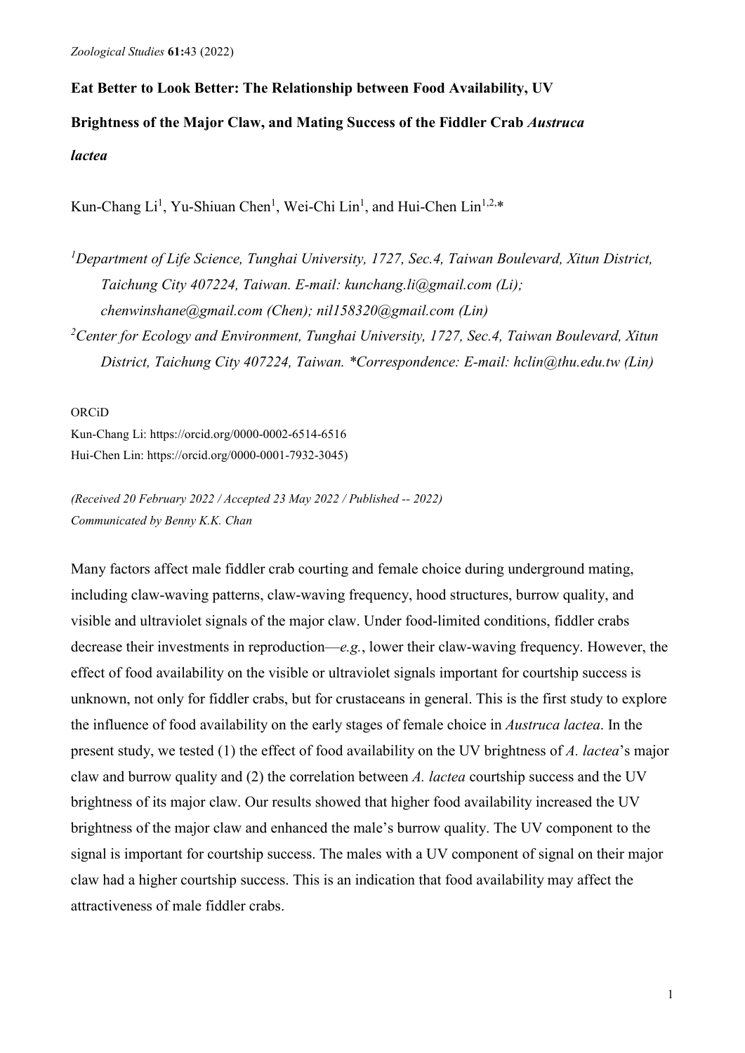*Zoological Studies* **61:**43 (2022)

# Eat Better to Look Better: The Relationship between Food Availability, UV Brightness of the Major Claw, and Mating Success of the Fiddler Crab *Austruca lactea*

Kun-Chang Li[1], Yu-Shiuan Chen[1], Wei-Chi Lin[1], and Hui-Chen Lin[1,2,*]

[1] *Department of Life Science, Tunghai University, 1727, Sec.4, Taiwan Boulevard, Xitun District, Taichung City 407224, Taiwan. E-mail: kunchang.li@gmail.com (Li); chenwinshane@gmail.com (Chen); nil158320@gmail.com (Lin)*

[2] *Center for Ecology and Environment, Tunghai University, 1727, Sec.4, Taiwan Boulevard, Xitun District, Taichung City 407224, Taiwan. *Correspondence: E-mail: hclin@thu.edu.tw (Lin)*

ORCiD
Kun-Chang Li: https://orcid.org/0000-0002-6514-6516
Hui-Chen Lin: https://orcid.org/0000-0001-7932-3045)

*(Received 20 February 2022 / Accepted 23 May 2022 / Published -- 2022)*
*Communicated by Benny K.K. Chan*

Many factors affect male fiddler crab courting and female choice during underground mating, including claw-waving patterns, claw-waving frequency, hood structures, burrow quality, and visible and ultraviolet signals of the major claw. Under food-limited conditions, fiddler crabs decrease their investments in reproduction—*e.g.*, lower their claw-waving frequency. However, the effect of food availability on the visible or ultraviolet signals important for courtship success is unknown, not only for fiddler crabs, but for crustaceans in general. This is the first study to explore the influence of food availability on the early stages of female choice in *Austruca lactea*. In the present study, we tested (1) the effect of food availability on the UV brightness of *A. lactea*'s major claw and burrow quality and (2) the correlation between *A. lactea* courtship success and the UV brightness of its major claw. Our results showed that higher food availability increased the UV brightness of the major claw and enhanced the male's burrow quality. The UV component to the signal is important for courtship success. The males with a UV component of signal on their major claw had a higher courtship success. This is an indication that food availability may affect the attractiveness of male fiddler crabs.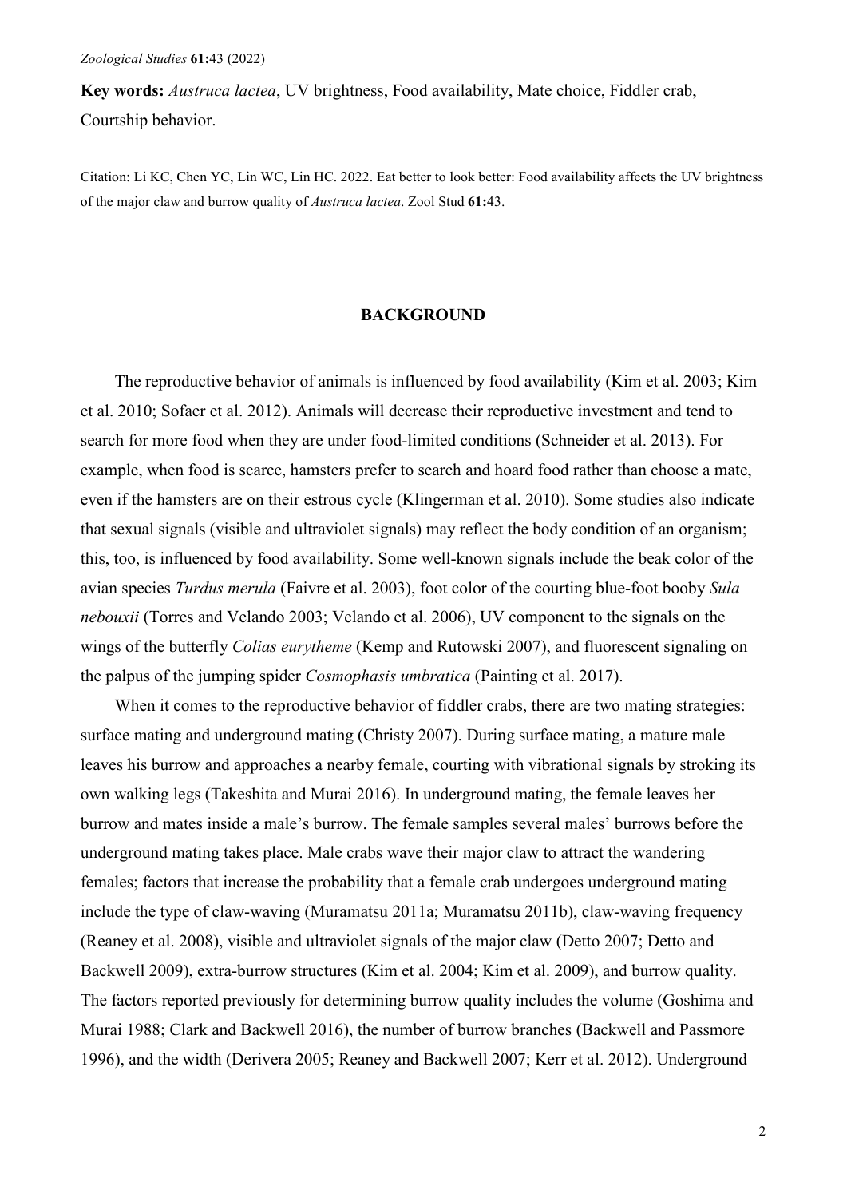**Key words:** *Austruca lactea*, UV brightness, Food availability, Mate choice, Fiddler crab, Courtship behavior.

Citation: Li KC, Chen YC, Lin WC, Lin HC. 2022. Eat better to look better: Food availability affects the UV brightness of the major claw and burrow quality of *Austruca lactea*. Zool Stud **61:**43.

## BACKGROUND

The reproductive behavior of animals is influenced by food availability (Kim et al. 2003; Kim et al. 2010; Sofaer et al. 2012). Animals will decrease their reproductive investment and tend to search for more food when they are under food-limited conditions (Schneider et al. 2013). For example, when food is scarce, hamsters prefer to search and hoard food rather than choose a mate, even if the hamsters are on their estrous cycle (Klingerman et al. 2010). Some studies also indicate that sexual signals (visible and ultraviolet signals) may reflect the body condition of an organism; this, too, is influenced by food availability. Some well-known signals include the beak color of the avian species *Turdus merula* (Faivre et al. 2003), foot color of the courting blue-foot booby *Sula nebouxii* (Torres and Velando 2003; Velando et al. 2006), UV component to the signals on the wings of the butterfly *Colias eurytheme* (Kemp and Rutowski 2007), and fluorescent signaling on the palpus of the jumping spider *Cosmophasis umbratica* (Painting et al. 2017).

When it comes to the reproductive behavior of fiddler crabs, there are two mating strategies: surface mating and underground mating (Christy 2007). During surface mating, a mature male leaves his burrow and approaches a nearby female, courting with vibrational signals by stroking its own walking legs (Takeshita and Murai 2016). In underground mating, the female leaves her burrow and mates inside a male's burrow. The female samples several males' burrows before the underground mating takes place. Male crabs wave their major claw to attract the wandering females; factors that increase the probability that a female crab undergoes underground mating include the type of claw-waving (Muramatsu 2011a; Muramatsu 2011b), claw-waving frequency (Reaney et al. 2008), visible and ultraviolet signals of the major claw (Detto 2007; Detto and Backwell 2009), extra-burrow structures (Kim et al. 2004; Kim et al. 2009), and burrow quality. The factors reported previously for determining burrow quality includes the volume (Goshima and Murai 1988; Clark and Backwell 2016), the number of burrow branches (Backwell and Passmore 1996), and the width (Derivera 2005; Reaney and Backwell 2007; Kerr et al. 2012). Underground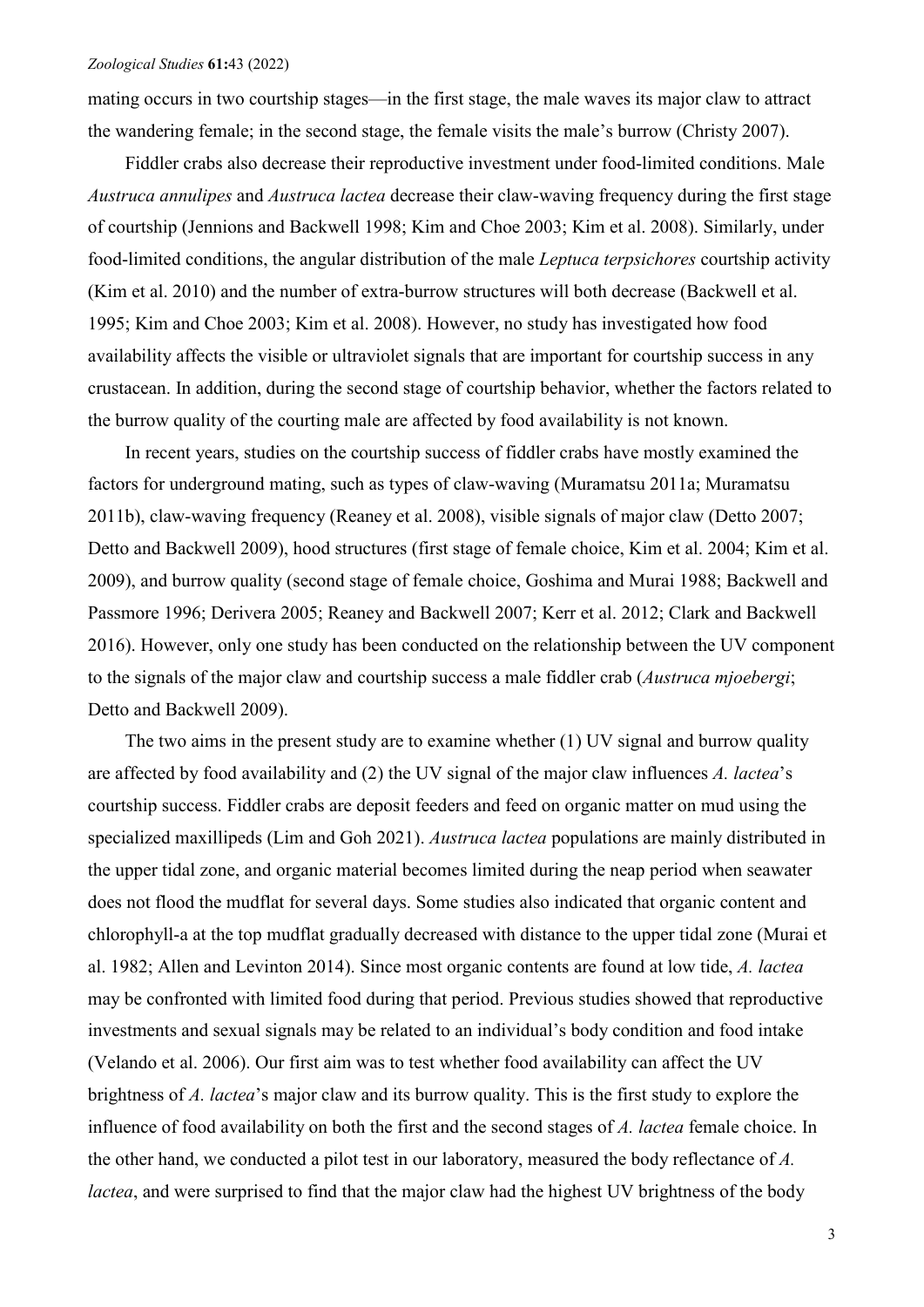mating occurs in two courtship stages—in the first stage, the male waves its major claw to attract the wandering female; in the second stage, the female visits the male's burrow (Christy 2007).

Fiddler crabs also decrease their reproductive investment under food-limited conditions. Male *Austruca annulipes* and *Austruca lactea* decrease their claw-waving frequency during the first stage of courtship (Jennions and Backwell 1998; Kim and Choe 2003; Kim et al. 2008). Similarly, under food-limited conditions, the angular distribution of the male *Leptuca terpsichores* courtship activity (Kim et al. 2010) and the number of extra-burrow structures will both decrease (Backwell et al. 1995; Kim and Choe 2003; Kim et al. 2008). However, no study has investigated how food availability affects the visible or ultraviolet signals that are important for courtship success in any crustacean. In addition, during the second stage of courtship behavior, whether the factors related to the burrow quality of the courting male are affected by food availability is not known.

In recent years, studies on the courtship success of fiddler crabs have mostly examined the factors for underground mating, such as types of claw-waving (Muramatsu 2011a; Muramatsu 2011b), claw-waving frequency (Reaney et al. 2008), visible signals of major claw (Detto 2007; Detto and Backwell 2009), hood structures (first stage of female choice, Kim et al. 2004; Kim et al. 2009), and burrow quality (second stage of female choice, Goshima and Murai 1988; Backwell and Passmore 1996; Derivera 2005; Reaney and Backwell 2007; Kerr et al. 2012; Clark and Backwell 2016). However, only one study has been conducted on the relationship between the UV component to the signals of the major claw and courtship success a male fiddler crab (*Austruca mjoebergi*; Detto and Backwell 2009).

The two aims in the present study are to examine whether (1) UV signal and burrow quality are affected by food availability and (2) the UV signal of the major claw influences *A. lactea*'s courtship success. Fiddler crabs are deposit feeders and feed on organic matter on mud using the specialized maxillipeds (Lim and Goh 2021). *Austruca lactea* populations are mainly distributed in the upper tidal zone, and organic material becomes limited during the neap period when seawater does not flood the mudflat for several days. Some studies also indicated that organic content and chlorophyll-a at the top mudflat gradually decreased with distance to the upper tidal zone (Murai et al. 1982; Allen and Levinton 2014). Since most organic contents are found at low tide, *A. lactea* may be confronted with limited food during that period. Previous studies showed that reproductive investments and sexual signals may be related to an individual's body condition and food intake (Velando et al. 2006). Our first aim was to test whether food availability can affect the UV brightness of *A. lactea*'s major claw and its burrow quality. This is the first study to explore the influence of food availability on both the first and the second stages of *A. lactea* female choice. In the other hand, we conducted a pilot test in our laboratory, measured the body reflectance of *A. lactea*, and were surprised to find that the major claw had the highest UV brightness of the body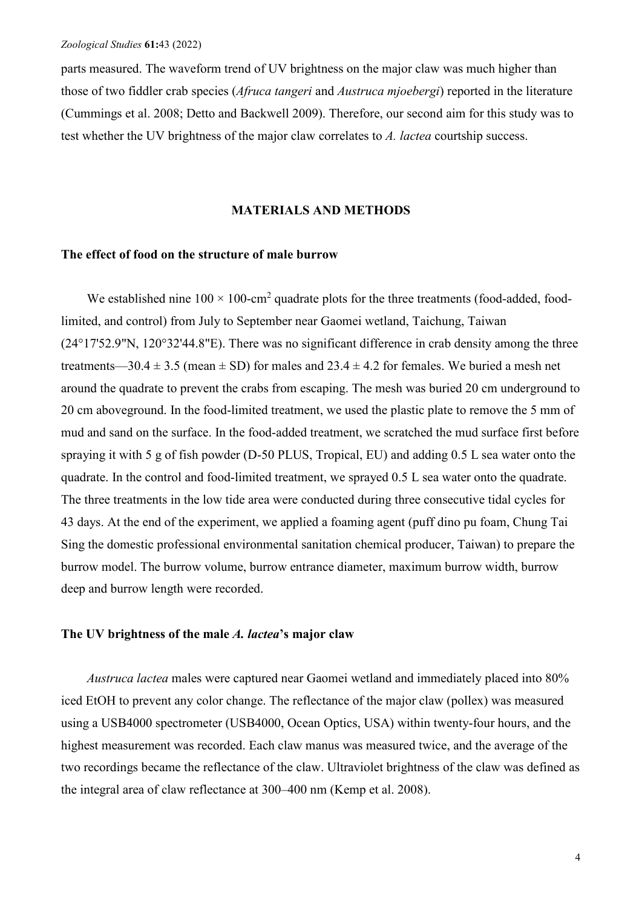parts measured. The waveform trend of UV brightness on the major claw was much higher than those of two fiddler crab species (*Afruca tangeri* and *Austruca mjoebergi*) reported in the literature (Cummings et al. 2008; Detto and Backwell 2009). Therefore, our second aim for this study was to test whether the UV brightness of the major claw correlates to *A. lactea* courtship success.

## MATERIALS AND METHODS

### The effect of food on the structure of male burrow

We established nine 100 × 100-cm$^2$ quadrate plots for the three treatments (food-added, food-limited, and control) from July to September near Gaomei wetland, Taichung, Taiwan (24°17'52.9"N, 120°32'44.8"E). There was no significant difference in crab density among the three treatments—30.4 ± 3.5 (mean ± SD) for males and 23.4 ± 4.2 for females. We buried a mesh net around the quadrate to prevent the crabs from escaping. The mesh was buried 20 cm underground to 20 cm aboveground. In the food-limited treatment, we used the plastic plate to remove the 5 mm of mud and sand on the surface. In the food-added treatment, we scratched the mud surface first before spraying it with 5 g of fish powder (D-50 PLUS, Tropical, EU) and adding 0.5 L sea water onto the quadrate. In the control and food-limited treatment, we sprayed 0.5 L sea water onto the quadrate. The three treatments in the low tide area were conducted during three consecutive tidal cycles for 43 days. At the end of the experiment, we applied a foaming agent (puff dino pu foam, Chung Tai Sing the domestic professional environmental sanitation chemical producer, Taiwan) to prepare the burrow model. The burrow volume, burrow entrance diameter, maximum burrow width, burrow deep and burrow length were recorded.

### The UV brightness of the male *A. lactea*'s major claw

*Austruca lactea* males were captured near Gaomei wetland and immediately placed into 80% iced EtOH to prevent any color change. The reflectance of the major claw (pollex) was measured using a USB4000 spectrometer (USB4000, Ocean Optics, USA) within twenty-four hours, and the highest measurement was recorded. Each claw manus was measured twice, and the average of the two recordings became the reflectance of the claw. Ultraviolet brightness of the claw was defined as the integral area of claw reflectance at 300–400 nm (Kemp et al. 2008).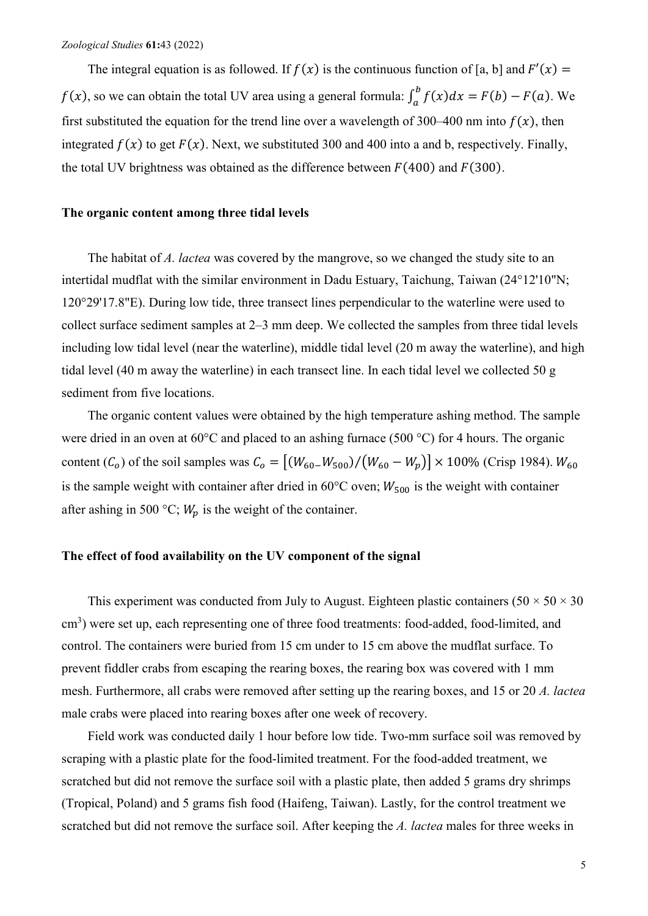The integral equation is as followed. If $f(x)$ is the continuous function of [a, b] and $F'(x) = f(x)$, so we can obtain the total UV area using a general formula: $\int_a^b f(x)dx = F(b) - F(a)$. We first substituted the equation for the trend line over a wavelength of 300–400 nm into $f(x)$, then integrated $f(x)$ to get $F(x)$. Next, we substituted 300 and 400 into a and b, respectively. Finally, the total UV brightness was obtained as the difference between $F(400)$ and $F(300)$.

### The organic content among three tidal levels

The habitat of *A. lactea* was covered by the mangrove, so we changed the study site to an intertidal mudflat with the similar environment in Dadu Estuary, Taichung, Taiwan (24°12'10"N; 120°29'17.8"E). During low tide, three transect lines perpendicular to the waterline were used to collect surface sediment samples at 2–3 mm deep. We collected the samples from three tidal levels including low tidal level (near the waterline), middle tidal level (20 m away the waterline), and high tidal level (40 m away the waterline) in each transect line. In each tidal level we collected 50 g sediment from five locations.

The organic content values were obtained by the high temperature ashing method. The sample were dried in an oven at 60°C and placed to an ashing furnace (500 °C) for 4 hours. The organic content ($C_o$) of the soil samples was $C_o = \left[(W_{60} - W_{500})/(W_{60} - W_p)\right] \times 100\%$ (Crisp 1984). $W_{60}$ is the sample weight with container after dried in 60°C oven; $W_{500}$ is the weight with container after ashing in 500 °C; $W_p$ is the weight of the container.

### The effect of food availability on the UV component of the signal

This experiment was conducted from July to August. Eighteen plastic containers ($50 \times 50 \times 30$ $cm^3$) were set up, each representing one of three food treatments: food-added, food-limited, and control. The containers were buried from 15 cm under to 15 cm above the mudflat surface. To prevent fiddler crabs from escaping the rearing boxes, the rearing box was covered with 1 mm mesh. Furthermore, all crabs were removed after setting up the rearing boxes, and 15 or 20 *A. lactea* male crabs were placed into rearing boxes after one week of recovery.

Field work was conducted daily 1 hour before low tide. Two-mm surface soil was removed by scraping with a plastic plate for the food-limited treatment. For the food-added treatment, we scratched but did not remove the surface soil with a plastic plate, then added 5 grams dry shrimps (Tropical, Poland) and 5 grams fish food (Haifeng, Taiwan). Lastly, for the control treatment we scratched but did not remove the surface soil. After keeping the *A. lactea* males for three weeks in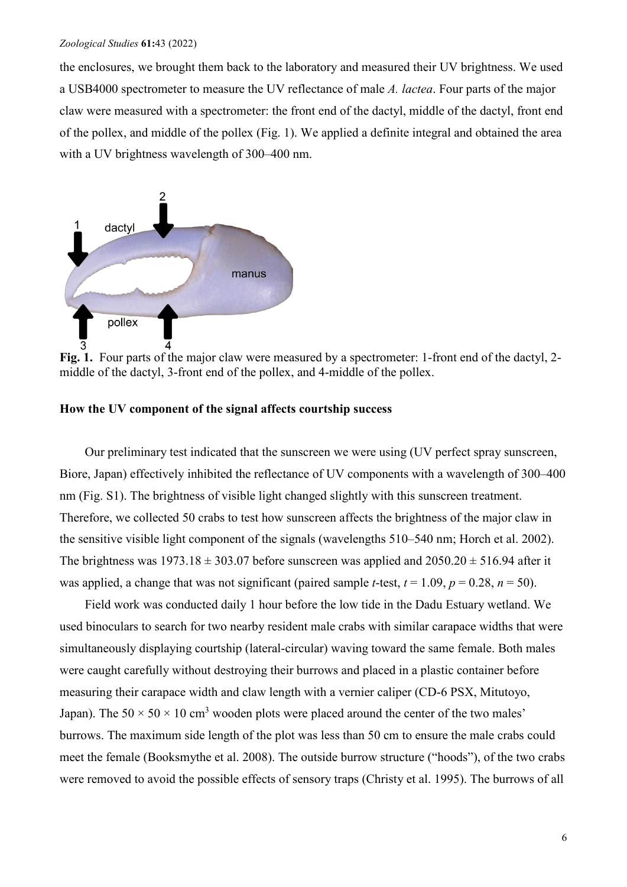the enclosures, we brought them back to the laboratory and measured their UV brightness. We used a USB4000 spectrometer to measure the UV reflectance of male *A. lactea*. Four parts of the major claw were measured with a spectrometer: the front end of the dactyl, middle of the dactyl, front end of the pollex, and middle of the pollex (Fig. 1). We applied a definite integral and obtained the area with a UV brightness wavelength of 300–400 nm.

1
dactyl
2
manus
pollex
3
4

**Fig. 1.** Four parts of the major claw were measured by a spectrometer: 1-front end of the dactyl, 2-middle of the dactyl, 3-front end of the pollex, and 4-middle of the pollex.

### How the UV component of the signal affects courtship success

Our preliminary test indicated that the sunscreen we were using (UV perfect spray sunscreen, Biore, Japan) effectively inhibited the reflectance of UV components with a wavelength of 300–400 nm (Fig. S1). The brightness of visible light changed slightly with this sunscreen treatment. Therefore, we collected 50 crabs to test how sunscreen affects the brightness of the major claw in the sensitive visible light component of the signals (wavelengths 510–540 nm; Horch et al. 2002). The brightness was $1973.18 \pm 303.07$ before sunscreen was applied and $2050.20 \pm 516.94$ after it was applied, a change that was not significant (paired sample *t*-test, $t = 1.09$, $p = 0.28$, $n = 50$).

Field work was conducted daily 1 hour before the low tide in the Dadu Estuary wetland. We used binoculars to search for two nearby resident male crabs with similar carapace widths that were simultaneously displaying courtship (lateral-circular) waving toward the same female. Both males were caught carefully without destroying their burrows and placed in a plastic container before measuring their carapace width and claw length with a vernier caliper (CD-6 PSX, Mitutoyo, Japan). The $50 \times 50 \times 10$ cm$^3$ wooden plots were placed around the center of the two males' burrows. The maximum side length of the plot was less than 50 cm to ensure the male crabs could meet the female (Booksmythe et al. 2008). The outside burrow structure ("hoods"), of the two crabs were removed to avoid the possible effects of sensory traps (Christy et al. 1995). The burrows of all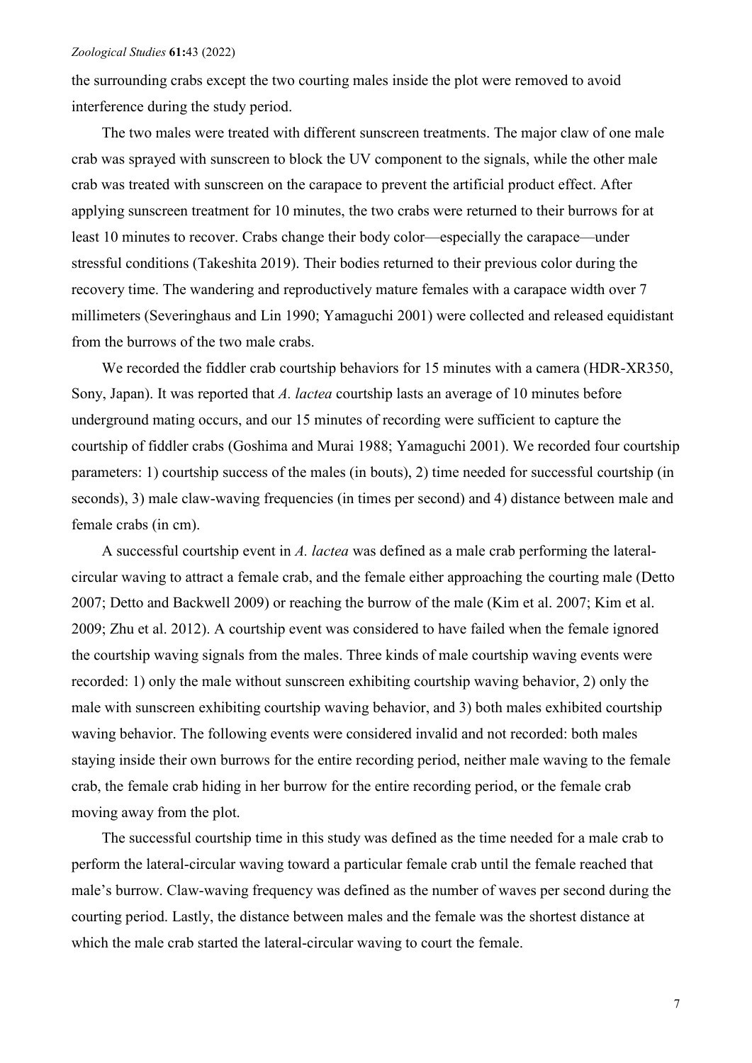the surrounding crabs except the two courting males inside the plot were removed to avoid interference during the study period.

The two males were treated with different sunscreen treatments. The major claw of one male crab was sprayed with sunscreen to block the UV component to the signals, while the other male crab was treated with sunscreen on the carapace to prevent the artificial product effect. After applying sunscreen treatment for 10 minutes, the two crabs were returned to their burrows for at least 10 minutes to recover. Crabs change their body color—especially the carapace—under stressful conditions (Takeshita 2019). Their bodies returned to their previous color during the recovery time. The wandering and reproductively mature females with a carapace width over 7 millimeters (Severinghaus and Lin 1990; Yamaguchi 2001) were collected and released equidistant from the burrows of the two male crabs.

We recorded the fiddler crab courtship behaviors for 15 minutes with a camera (HDR-XR350, Sony, Japan). It was reported that *A. lactea* courtship lasts an average of 10 minutes before underground mating occurs, and our 15 minutes of recording were sufficient to capture the courtship of fiddler crabs (Goshima and Murai 1988; Yamaguchi 2001). We recorded four courtship parameters: 1) courtship success of the males (in bouts), 2) time needed for successful courtship (in seconds), 3) male claw-waving frequencies (in times per second) and 4) distance between male and female crabs (in cm).

A successful courtship event in *A. lactea* was defined as a male crab performing the lateral-circular waving to attract a female crab, and the female either approaching the courting male (Detto 2007; Detto and Backwell 2009) or reaching the burrow of the male (Kim et al. 2007; Kim et al. 2009; Zhu et al. 2012). A courtship event was considered to have failed when the female ignored the courtship waving signals from the males. Three kinds of male courtship waving events were recorded: 1) only the male without sunscreen exhibiting courtship waving behavior, 2) only the male with sunscreen exhibiting courtship waving behavior, and 3) both males exhibited courtship waving behavior. The following events were considered invalid and not recorded: both males staying inside their own burrows for the entire recording period, neither male waving to the female crab, the female crab hiding in her burrow for the entire recording period, or the female crab moving away from the plot.

The successful courtship time in this study was defined as the time needed for a male crab to perform the lateral-circular waving toward a particular female crab until the female reached that male's burrow. Claw-waving frequency was defined as the number of waves per second during the courting period. Lastly, the distance between males and the female was the shortest distance at which the male crab started the lateral-circular waving to court the female.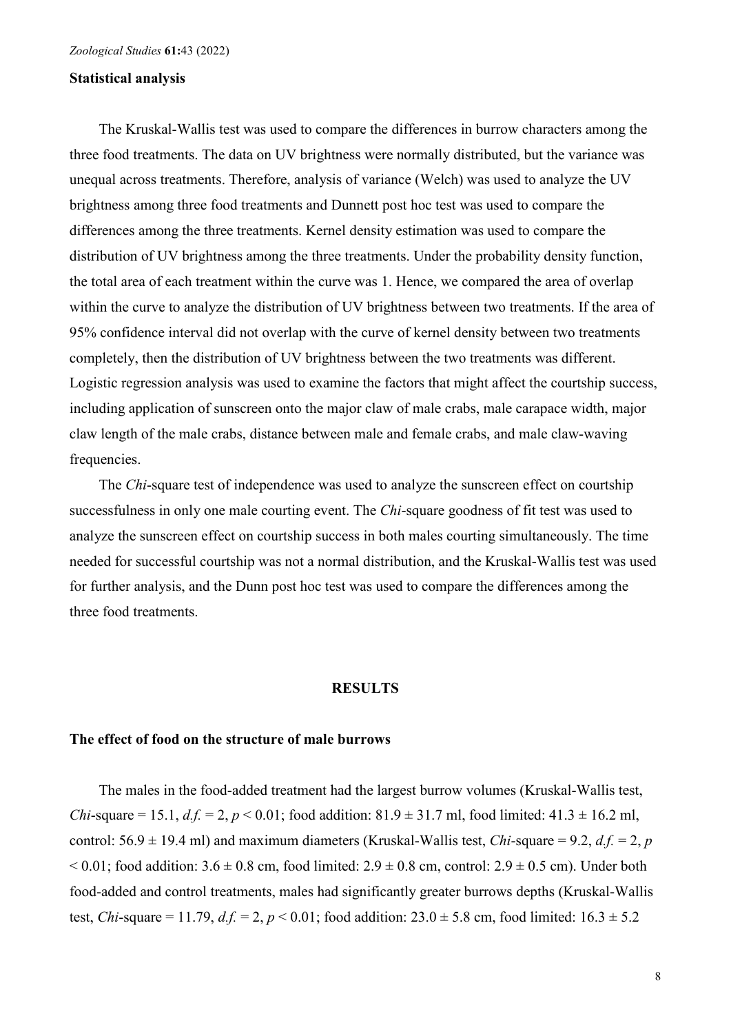### Statistical analysis

The Kruskal-Wallis test was used to compare the differences in burrow characters among the three food treatments. The data on UV brightness were normally distributed, but the variance was unequal across treatments. Therefore, analysis of variance (Welch) was used to analyze the UV brightness among three food treatments and Dunnett post hoc test was used to compare the differences among the three treatments. Kernel density estimation was used to compare the distribution of UV brightness among the three treatments. Under the probability density function, the total area of each treatment within the curve was 1. Hence, we compared the area of overlap within the curve to analyze the distribution of UV brightness between two treatments. If the area of 95% confidence interval did not overlap with the curve of kernel density between two treatments completely, then the distribution of UV brightness between the two treatments was different. Logistic regression analysis was used to examine the factors that might affect the courtship success, including application of sunscreen onto the major claw of male crabs, male carapace width, major claw length of the male crabs, distance between male and female crabs, and male claw-waving frequencies.

The *Chi*-square test of independence was used to analyze the sunscreen effect on courtship successfulness in only one male courting event. The *Chi*-square goodness of fit test was used to analyze the sunscreen effect on courtship success in both males courting simultaneously. The time needed for successful courtship was not a normal distribution, and the Kruskal-Wallis test was used for further analysis, and the Dunn post hoc test was used to compare the differences among the three food treatments.

## RESULTS

### The effect of food on the structure of male burrows

The males in the food-added treatment had the largest burrow volumes (Kruskal-Wallis test, *Chi*-square = 15.1, $d.f. = 2$, $p < 0.01$; food addition: $81.9 \pm 31.7$ ml, food limited: $41.3 \pm 16.2$ ml, control: $56.9 \pm 19.4$ ml) and maximum diameters (Kruskal-Wallis test, *Chi*-square = 9.2, $d.f. = 2$, $p < 0.01$; food addition: $3.6 \pm 0.8$ cm, food limited: $2.9 \pm 0.8$ cm, control: $2.9 \pm 0.5$ cm). Under both food-added and control treatments, males had significantly greater burrows depths (Kruskal-Wallis test, *Chi*-square = 11.79, $d.f. = 2$, $p < 0.01$; food addition: $23.0 \pm 5.8$ cm, food limited: $16.3 \pm 5.2$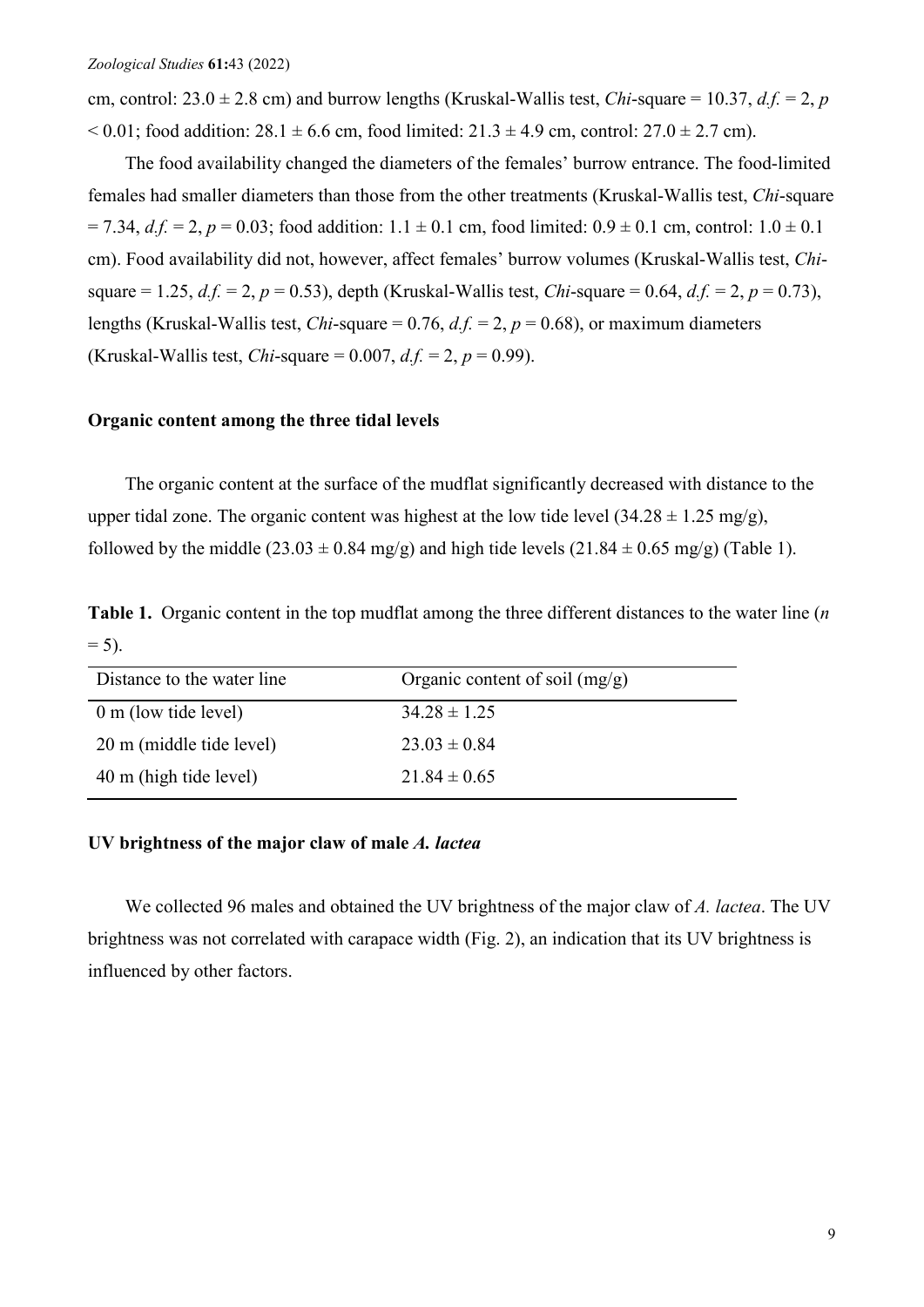cm, control: $23.0 \pm 2.8$ cm) and burrow lengths (Kruskal-Wallis test, *Chi*-square = 10.37, $d.f. = 2$, $p < 0.01$; food addition: $28.1 \pm 6.6$ cm, food limited: $21.3 \pm 4.9$ cm, control: $27.0 \pm 2.7$ cm).

The food availability changed the diameters of the females' burrow entrance. The food-limited females had smaller diameters than those from the other treatments (Kruskal-Wallis test, *Chi*-square = 7.34, $d.f. = 2$, $p = 0.03$; food addition: $1.1 \pm 0.1$ cm, food limited: $0.9 \pm 0.1$ cm, control: $1.0 \pm 0.1$ cm). Food availability did not, however, affect females' burrow volumes (Kruskal-Wallis test, *Chi*-square = 1.25, $d.f. = 2$, $p = 0.53$), depth (Kruskal-Wallis test, *Chi*-square = 0.64, $d.f. = 2$, $p = 0.73$), lengths (Kruskal-Wallis test, *Chi*-square = 0.76, $d.f. = 2$, $p = 0.68$), or maximum diameters (Kruskal-Wallis test, *Chi*-square = 0.007, $d.f. = 2$, $p = 0.99$).

### Organic content among the three tidal levels

The organic content at the surface of the mudflat significantly decreased with distance to the upper tidal zone. The organic content was highest at the low tide level ($34.28 \pm 1.25$ mg/g), followed by the middle ($23.03 \pm 0.84$ mg/g) and high tide levels ($21.84 \pm 0.65$ mg/g) (Table 1).

**Table 1.** Organic content in the top mudflat among the three different distances to the water line ($n = 5$).

| Distance to the water line | Organic content of soil (mg/g) |
|---|---|
| 0 m (low tide level) | $34.28 \pm 1.25$ |
| 20 m (middle tide level) | $23.03 \pm 0.84$ |
| 40 m (high tide level) | $21.84 \pm 0.65$ |

### UV brightness of the major claw of male *A. lactea*

We collected 96 males and obtained the UV brightness of the major claw of *A. lactea*. The UV brightness was not correlated with carapace width (Fig. 2), an indication that its UV brightness is influenced by other factors.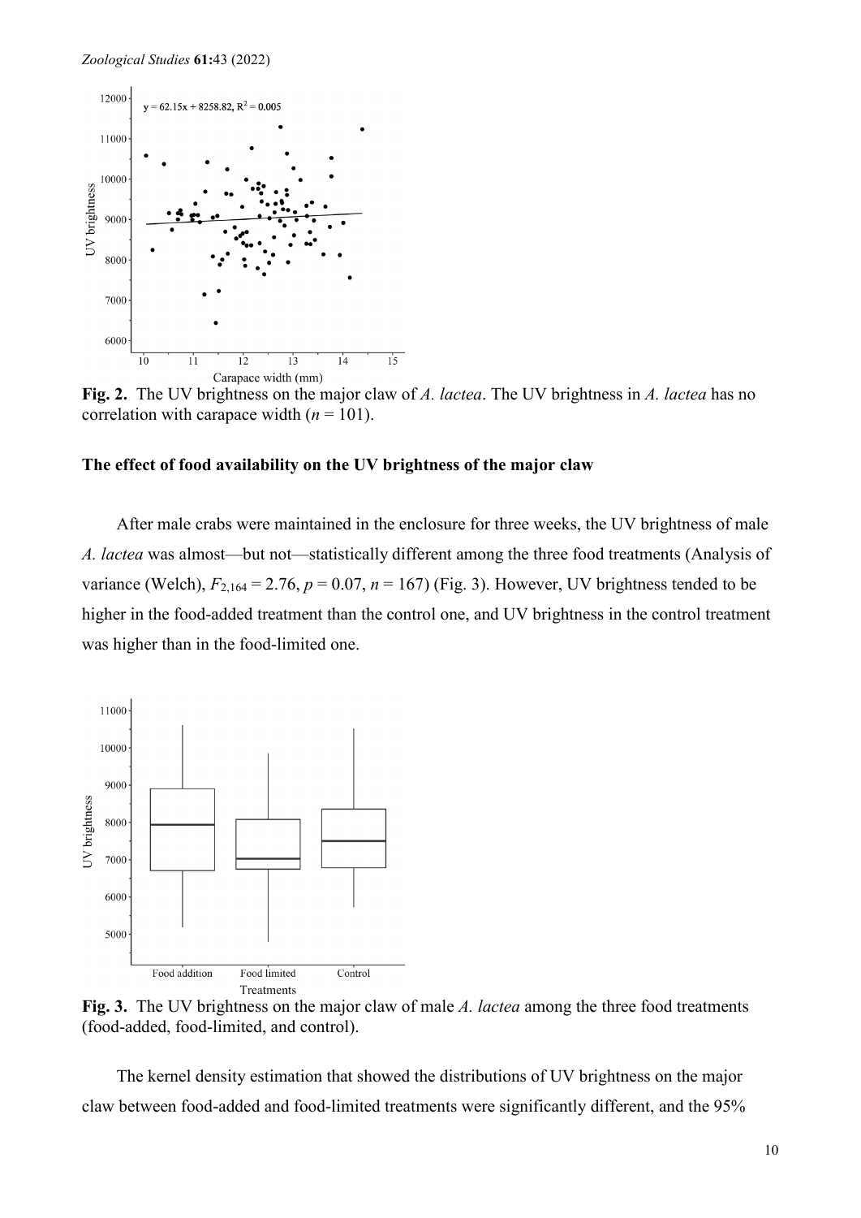y = 62.15x + 8258.82, $R^2$ = 0.005

UV brightness

Carapace width (mm)

**Fig. 2.** The UV brightness on the major claw of *A. lactea*. The UV brightness in *A. lactea* has no correlation with carapace width ($n$ = 101).

### The effect of food availability on the UV brightness of the major claw

After male crabs were maintained in the enclosure for three weeks, the UV brightness of male *A. lactea* was almost—but not—statistically different among the three food treatments (Analysis of variance (Welch), $F_{2,164}$ = 2.76, $p$ = 0.07, $n$ = 167) (Fig. 3). However, UV brightness tended to be higher in the food-added treatment than the control one, and UV brightness in the control treatment was higher than in the food-limited one.

UV brightness

Food addition

Food limited

Control

Treatments

**Fig. 3.** The UV brightness on the major claw of male *A. lactea* among the three food treatments (food-added, food-limited, and control).

The kernel density estimation that showed the distributions of UV brightness on the major claw between food-added and food-limited treatments were significantly different, and the 95%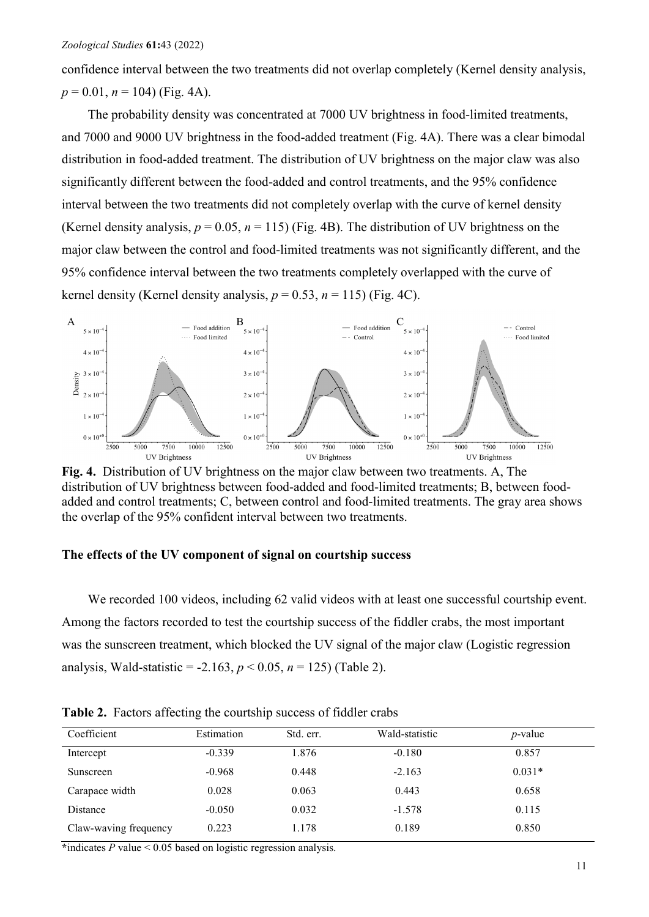confidence interval between the two treatments did not overlap completely (Kernel density analysis, $p = 0.01$, $n = 104$) (Fig. 4A).

The probability density was concentrated at 7000 UV brightness in food-limited treatments, and 7000 and 9000 UV brightness in the food-added treatment (Fig. 4A). There was a clear bimodal distribution in food-added treatment. The distribution of UV brightness on the major claw was also significantly different between the food-added and control treatments, and the 95% confidence interval between the two treatments did not completely overlap with the curve of kernel density (Kernel density analysis, $p = 0.05$, $n = 115$) (Fig. 4B). The distribution of UV brightness on the major claw between the control and food-limited treatments was not significantly different, and the 95% confidence interval between the two treatments completely overlapped with the curve of kernel density (Kernel density analysis, $p = 0.53$, $n = 115$) (Fig. 4C).

A
Food addition
Food limited
Density
$5 \times 10^{-4}$
$4 \times 10^{-4}$
$3 \times 10^{-4}$
$2 \times 10^{-4}$
$1 \times 10^{-4}$
$0 \times 10^{+0}$
2500 5000 7500 10000 12500
UV Brightness

B
Food addition
Control
$5 \times 10^{-4}$
$4 \times 10^{-4}$
$3 \times 10^{-4}$
$2 \times 10^{-4}$
$1 \times 10^{-4}$
$0 \times 10^{+0}$
2500 5000 7500 10000 12500
UV Brightness

C
Control
Food limited
$5 \times 10^{-4}$
$4 \times 10^{-4}$
$3 \times 10^{-4}$
$2 \times 10^{-4}$
$1 \times 10^{-4}$
$0 \times 10^{+0}$
2500 5000 7500 10000 12500
UV Brightness

**Fig. 4.** Distribution of UV brightness on the major claw between two treatments. A, The distribution of UV brightness between food-added and food-limited treatments; B, between food-added and control treatments; C, between control and food-limited treatments. The gray area shows the overlap of the 95% confident interval between two treatments.

### The effects of the UV component of signal on courtship success

We recorded 100 videos, including 62 valid videos with at least one successful courtship event. Among the factors recorded to test the courtship success of the fiddler crabs, the most important was the sunscreen treatment, which blocked the UV signal of the major claw (Logistic regression analysis, Wald-statistic = -2.163, $p < 0.05$, $n = 125$) (Table 2).

**Table 2.** Factors affecting the courtship success of fiddler crabs

| Coefficient | Estimation | Std. err. | Wald-statistic | *p*-value |
|---|---|---|---|---|
| Intercept | -0.339 | 1.876 | -0.180 | 0.857 |
| Sunscreen | -0.968 | 0.448 | -2.163 | 0.031* |
| Carapace width | 0.028 | 0.063 | 0.443 | 0.658 |
| Distance | -0.050 | 0.032 | -1.578 | 0.115 |
| Claw-waving frequency | 0.223 | 1.178 | 0.189 | 0.850 |

**\***indicates $P$ value < 0.05 based on logistic regression analysis.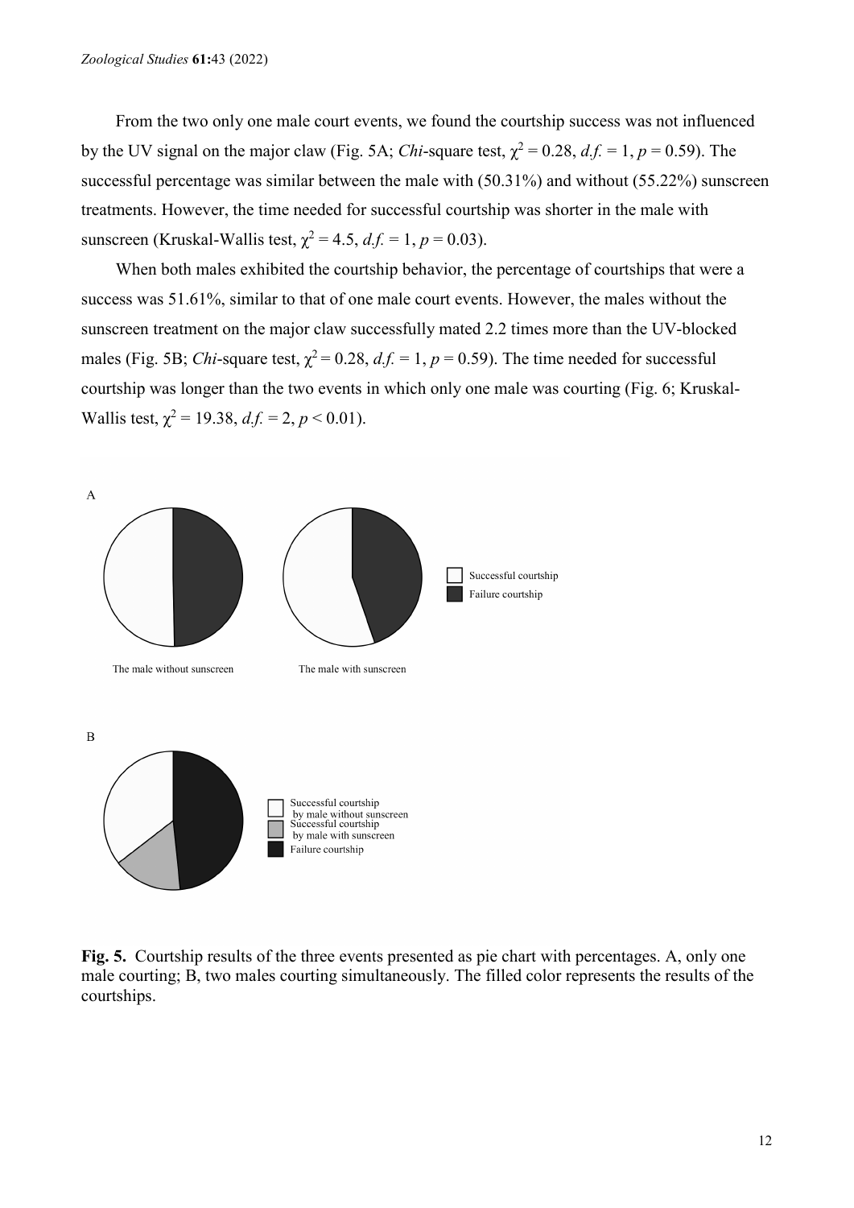From the two only one male court events, we found the courtship success was not influenced by the UV signal on the major claw (Fig. 5A; *Chi*-square test, $\chi^2 = 0.28$, *d.f.* = 1, $p = 0.59$). The successful percentage was similar between the male with (50.31%) and without (55.22%) sunscreen treatments. However, the time needed for successful courtship was shorter in the male with sunscreen (Kruskal-Wallis test, $\chi^2 = 4.5$, *d.f.* = 1, $p = 0.03$).

When both males exhibited the courtship behavior, the percentage of courtships that were a success was 51.61%, similar to that of one male court events. However, the males without the sunscreen treatment on the major claw successfully mated 2.2 times more than the UV-blocked males (Fig. 5B; *Chi*-square test, $\chi^2 = 0.28$, *d.f.* = 1, $p = 0.59$). The time needed for successful courtship was longer than the two events in which only one male was courting (Fig. 6; Kruskal-Wallis test, $\chi^2 = 19.38$, *d.f.* = 2, $p < 0.01$).

A

Successful courtship

Failure courtship

The male without sunscreen

The male with sunscreen

B

Successful courtship by male without sunscreen

Successful courtship by male with sunscreen

Failure courtship

**Fig. 5.** Courtship results of the three events presented as pie chart with percentages. A, only one male courting; B, two males courting simultaneously. The filled color represents the results of the courtships.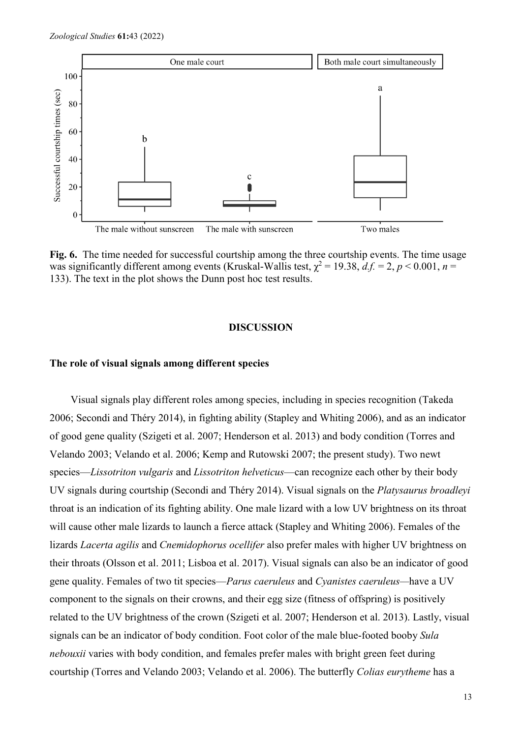One male court

Both male court simultaneously

Successful courtship times (sec)

100

80

60

40

20

0

b

c

a

The male without sunscreen

The male with sunscreen

Two males

**Fig. 6.** The time needed for successful courtship among the three courtship events. The time usage was significantly different among events (Kruskal-Wallis test, $\chi^2 = 19.38$, *d.f.* = 2, $p < 0.001$, $n$ = 133). The text in the plot shows the Dunn post hoc test results.

## DISCUSSION

### The role of visual signals among different species

Visual signals play different roles among species, including in species recognition (Takeda 2006; Secondi and Théry 2014), in fighting ability (Stapley and Whiting 2006), and as an indicator of good gene quality (Szigeti et al. 2007; Henderson et al. 2013) and body condition (Torres and Velando 2003; Velando et al. 2006; Kemp and Rutowski 2007; the present study). Two newt species—*Lissotriton vulgaris* and *Lissotriton helveticus*—can recognize each other by their body UV signals during courtship (Secondi and Théry 2014). Visual signals on the *Platysaurus broadleyi* throat is an indication of its fighting ability. One male lizard with a low UV brightness on its throat will cause other male lizards to launch a fierce attack (Stapley and Whiting 2006). Females of the lizards *Lacerta agilis* and *Cnemidophorus ocellifer* also prefer males with higher UV brightness on their throats (Olsson et al. 2011; Lisboa et al. 2017). Visual signals can also be an indicator of good gene quality. Females of two tit species—*Parus caeruleus* and *Cyanistes caeruleus*—have a UV component to the signals on their crowns, and their egg size (fitness of offspring) is positively related to the UV brightness of the crown (Szigeti et al. 2007; Henderson et al. 2013). Lastly, visual signals can be an indicator of body condition. Foot color of the male blue-footed booby *Sula nebouxii* varies with body condition, and females prefer males with bright green feet during courtship (Torres and Velando 2003; Velando et al. 2006). The butterfly *Colias eurytheme* has a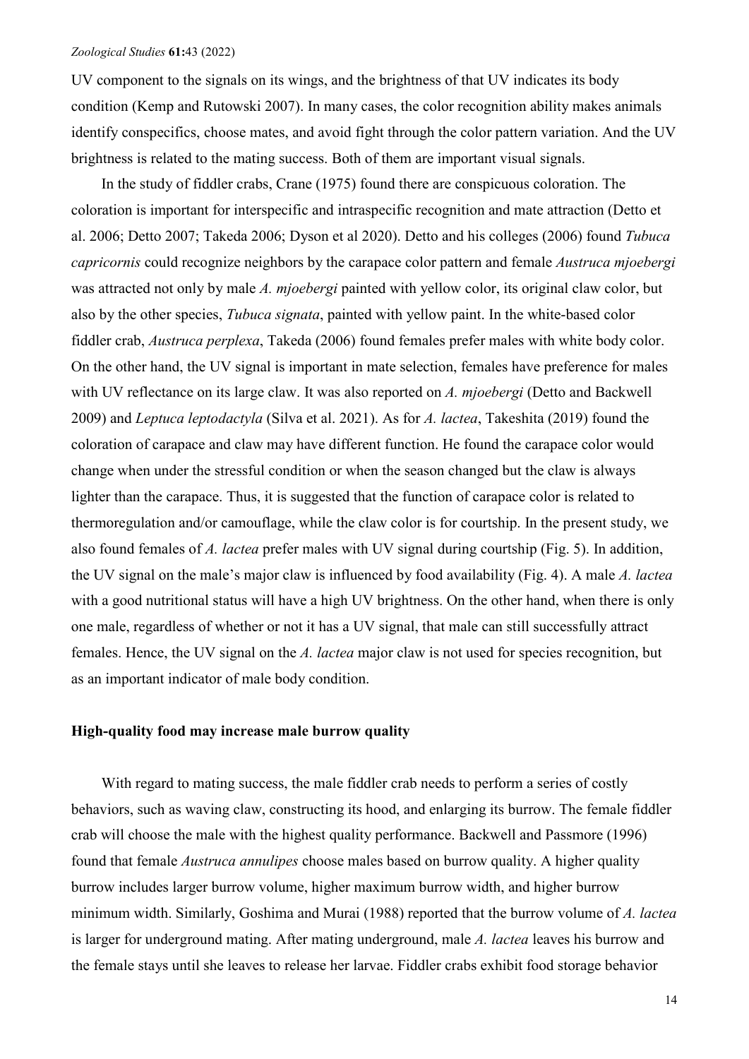UV component to the signals on its wings, and the brightness of that UV indicates its body condition (Kemp and Rutowski 2007). In many cases, the color recognition ability makes animals identify conspecifics, choose mates, and avoid fight through the color pattern variation. And the UV brightness is related to the mating success. Both of them are important visual signals.

In the study of fiddler crabs, Crane (1975) found there are conspicuous coloration. The coloration is important for interspecific and intraspecific recognition and mate attraction (Detto et al. 2006; Detto 2007; Takeda 2006; Dyson et al 2020). Detto and his colleges (2006) found *Tubuca capricornis* could recognize neighbors by the carapace color pattern and female *Austruca mjoebergi* was attracted not only by male *A. mjoebergi* painted with yellow color, its original claw color, but also by the other species, *Tubuca signata*, painted with yellow paint. In the white-based color fiddler crab, *Austruca perplexa*, Takeda (2006) found females prefer males with white body color. On the other hand, the UV signal is important in mate selection, females have preference for males with UV reflectance on its large claw. It was also reported on *A. mjoebergi* (Detto and Backwell 2009) and *Leptuca leptodactyla* (Silva et al. 2021). As for *A. lactea*, Takeshita (2019) found the coloration of carapace and claw may have different function. He found the carapace color would change when under the stressful condition or when the season changed but the claw is always lighter than the carapace. Thus, it is suggested that the function of carapace color is related to thermoregulation and/or camouflage, while the claw color is for courtship. In the present study, we also found females of *A. lactea* prefer males with UV signal during courtship (Fig. 5). In addition, the UV signal on the male's major claw is influenced by food availability (Fig. 4). A male *A. lactea* with a good nutritional status will have a high UV brightness. On the other hand, when there is only one male, regardless of whether or not it has a UV signal, that male can still successfully attract females. Hence, the UV signal on the *A. lactea* major claw is not used for species recognition, but as an important indicator of male body condition.

### High-quality food may increase male burrow quality

With regard to mating success, the male fiddler crab needs to perform a series of costly behaviors, such as waving claw, constructing its hood, and enlarging its burrow. The female fiddler crab will choose the male with the highest quality performance. Backwell and Passmore (1996) found that female *Austruca annulipes* choose males based on burrow quality. A higher quality burrow includes larger burrow volume, higher maximum burrow width, and higher burrow minimum width. Similarly, Goshima and Murai (1988) reported that the burrow volume of *A. lactea* is larger for underground mating. After mating underground, male *A. lactea* leaves his burrow and the female stays until she leaves to release her larvae. Fiddler crabs exhibit food storage behavior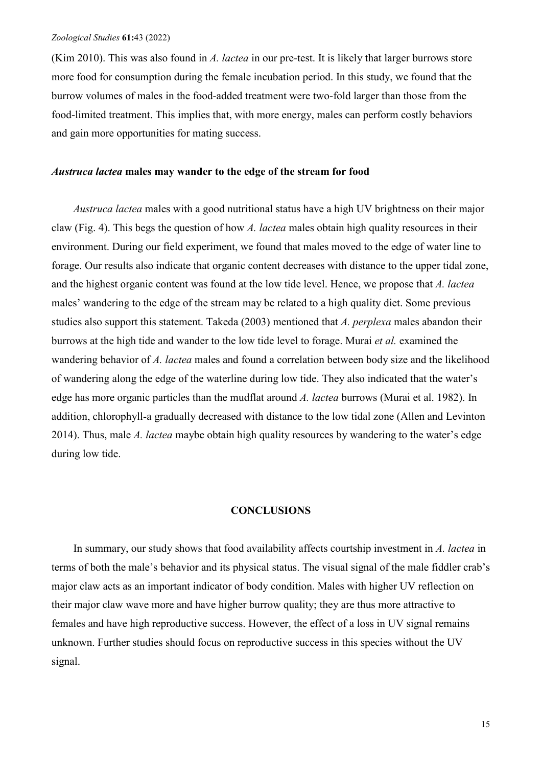(Kim 2010). This was also found in *A. lactea* in our pre-test. It is likely that larger burrows store more food for consumption during the female incubation period. In this study, we found that the burrow volumes of males in the food-added treatment were two-fold larger than those from the food-limited treatment. This implies that, with more energy, males can perform costly behaviors and gain more opportunities for mating success.

### ***Austruca lactea*** **males may wander to the edge of the stream for food**

*Austruca lactea* males with a good nutritional status have a high UV brightness on their major claw (Fig. 4). This begs the question of how *A. lactea* males obtain high quality resources in their environment. During our field experiment, we found that males moved to the edge of water line to forage. Our results also indicate that organic content decreases with distance to the upper tidal zone, and the highest organic content was found at the low tide level. Hence, we propose that *A. lactea* males' wandering to the edge of the stream may be related to a high quality diet. Some previous studies also support this statement. Takeda (2003) mentioned that *A. perplexa* males abandon their burrows at the high tide and wander to the low tide level to forage. Murai *et al.* examined the wandering behavior of *A. lactea* males and found a correlation between body size and the likelihood of wandering along the edge of the waterline during low tide. They also indicated that the water's edge has more organic particles than the mudflat around *A. lactea* burrows (Murai et al. 1982). In addition, chlorophyll-a gradually decreased with distance to the low tidal zone (Allen and Levinton 2014). Thus, male *A. lactea* maybe obtain high quality resources by wandering to the water's edge during low tide.

## CONCLUSIONS

In summary, our study shows that food availability affects courtship investment in *A. lactea* in terms of both the male's behavior and its physical status. The visual signal of the male fiddler crab's major claw acts as an important indicator of body condition. Males with higher UV reflection on their major claw wave more and have higher burrow quality; they are thus more attractive to females and have high reproductive success. However, the effect of a loss in UV signal remains unknown. Further studies should focus on reproductive success in this species without the UV signal.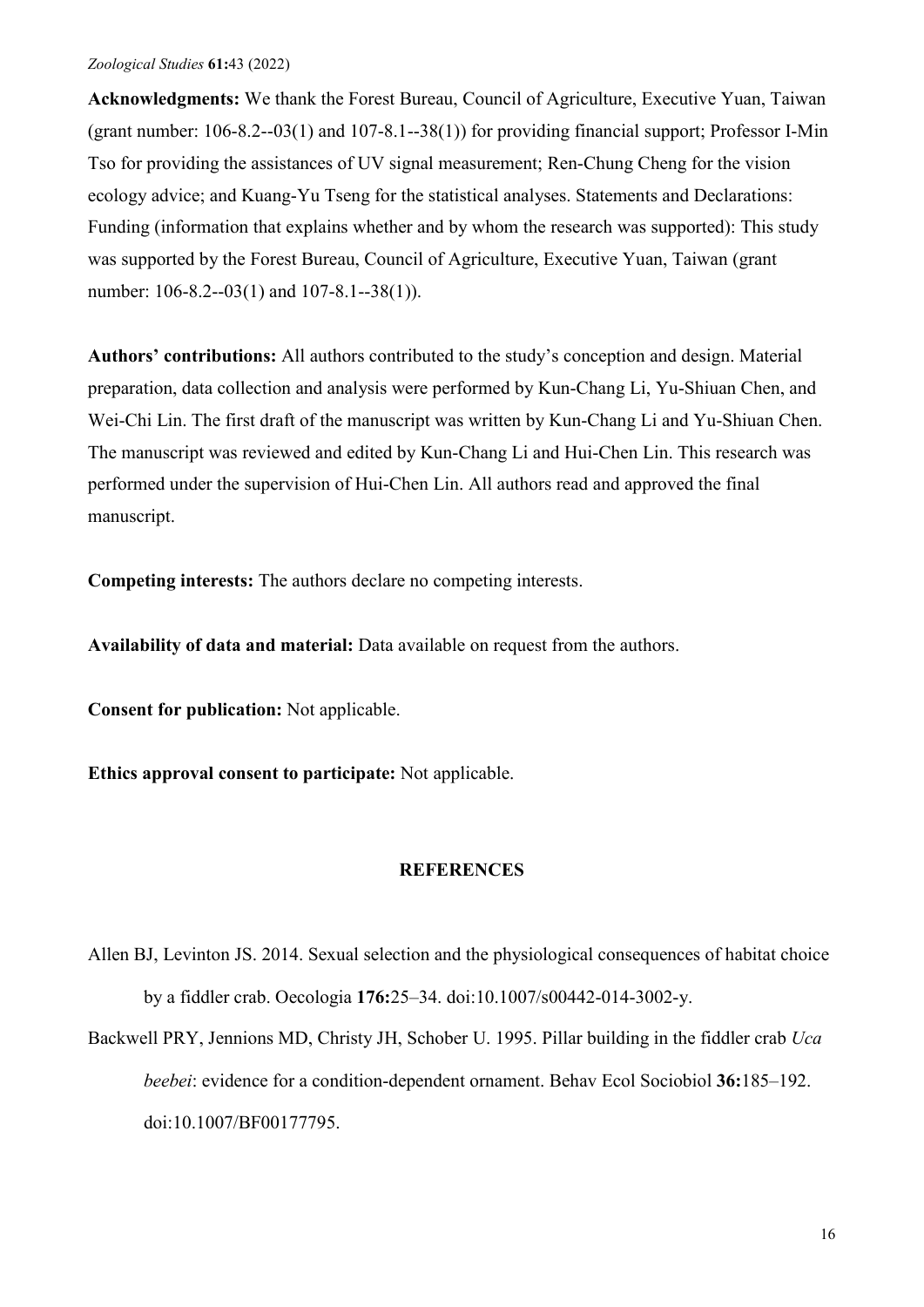**Acknowledgments:** We thank the Forest Bureau, Council of Agriculture, Executive Yuan, Taiwan (grant number: 106-8.2--03(1) and 107-8.1--38(1)) for providing financial support; Professor I-Min Tso for providing the assistances of UV signal measurement; Ren-Chung Cheng for the vision ecology advice; and Kuang-Yu Tseng for the statistical analyses. Statements and Declarations: Funding (information that explains whether and by whom the research was supported): This study was supported by the Forest Bureau, Council of Agriculture, Executive Yuan, Taiwan (grant number: 106-8.2--03(1) and 107-8.1--38(1)).

**Authors' contributions:** All authors contributed to the study's conception and design. Material preparation, data collection and analysis were performed by Kun-Chang Li, Yu-Shiuan Chen, and Wei-Chi Lin. The first draft of the manuscript was written by Kun-Chang Li and Yu-Shiuan Chen. The manuscript was reviewed and edited by Kun-Chang Li and Hui-Chen Lin. This research was performed under the supervision of Hui-Chen Lin. All authors read and approved the final manuscript.

**Competing interests:** The authors declare no competing interests.

**Availability of data and material:** Data available on request from the authors.

**Consent for publication:** Not applicable.

**Ethics approval consent to participate:** Not applicable.

## REFERENCES

Allen BJ, Levinton JS. 2014. Sexual selection and the physiological consequences of habitat choice by a fiddler crab. Oecologia **176:**25–34. doi:10.1007/s00442-014-3002-y.

Backwell PRY, Jennions MD, Christy JH, Schober U. 1995. Pillar building in the fiddler crab *Uca beebei*: evidence for a condition-dependent ornament. Behav Ecol Sociobiol **36:**185–192. doi:10.1007/BF00177795.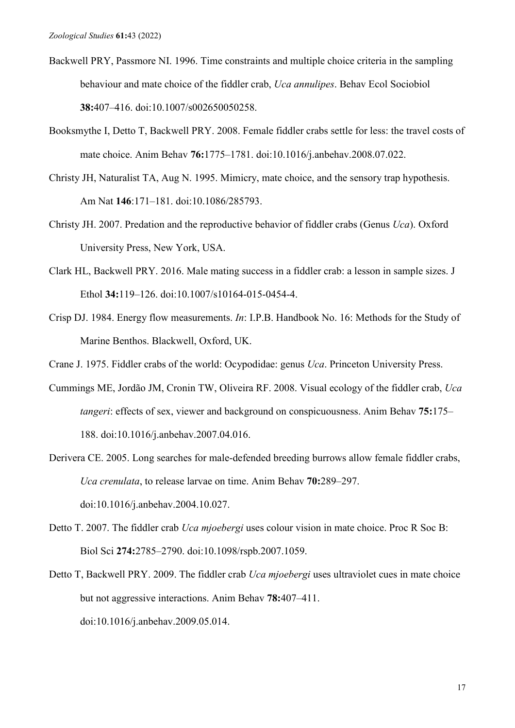Backwell PRY, Passmore NI. 1996. Time constraints and multiple choice criteria in the sampling behaviour and mate choice of the fiddler crab, *Uca annulipes*. Behav Ecol Sociobiol **38:**407–416. doi:10.1007/s002650050258.

Booksmythe I, Detto T, Backwell PRY. 2008. Female fiddler crabs settle for less: the travel costs of mate choice. Anim Behav **76:**1775–1781. doi:10.1016/j.anbehav.2008.07.022.

Christy JH, Naturalist TA, Aug N. 1995. Mimicry, mate choice, and the sensory trap hypothesis. Am Nat **146**:171–181. doi:10.1086/285793.

Christy JH. 2007. Predation and the reproductive behavior of fiddler crabs (Genus *Uca*). Oxford University Press, New York, USA.

Clark HL, Backwell PRY. 2016. Male mating success in a fiddler crab: a lesson in sample sizes. J Ethol **34:**119–126. doi:10.1007/s10164-015-0454-4.

Crisp DJ. 1984. Energy flow measurements. *In*: I.P.B. Handbook No. 16: Methods for the Study of Marine Benthos. Blackwell, Oxford, UK.

Crane J. 1975. Fiddler crabs of the world: Ocypodidae: genus *Uca*. Princeton University Press.

Cummings ME, Jordão JM, Cronin TW, Oliveira RF. 2008. Visual ecology of the fiddler crab, *Uca tangeri*: effects of sex, viewer and background on conspicuousness. Anim Behav **75:**175–188. doi:10.1016/j.anbehav.2007.04.016.

Derivera CE. 2005. Long searches for male-defended breeding burrows allow female fiddler crabs, *Uca crenulata*, to release larvae on time. Anim Behav **70:**289–297. doi:10.1016/j.anbehav.2004.10.027.

Detto T. 2007. The fiddler crab *Uca mjoebergi* uses colour vision in mate choice. Proc R Soc B: Biol Sci **274:**2785–2790. doi:10.1098/rspb.2007.1059.

Detto T, Backwell PRY. 2009. The fiddler crab *Uca mjoebergi* uses ultraviolet cues in mate choice but not aggressive interactions. Anim Behav **78:**407–411. doi:10.1016/j.anbehav.2009.05.014.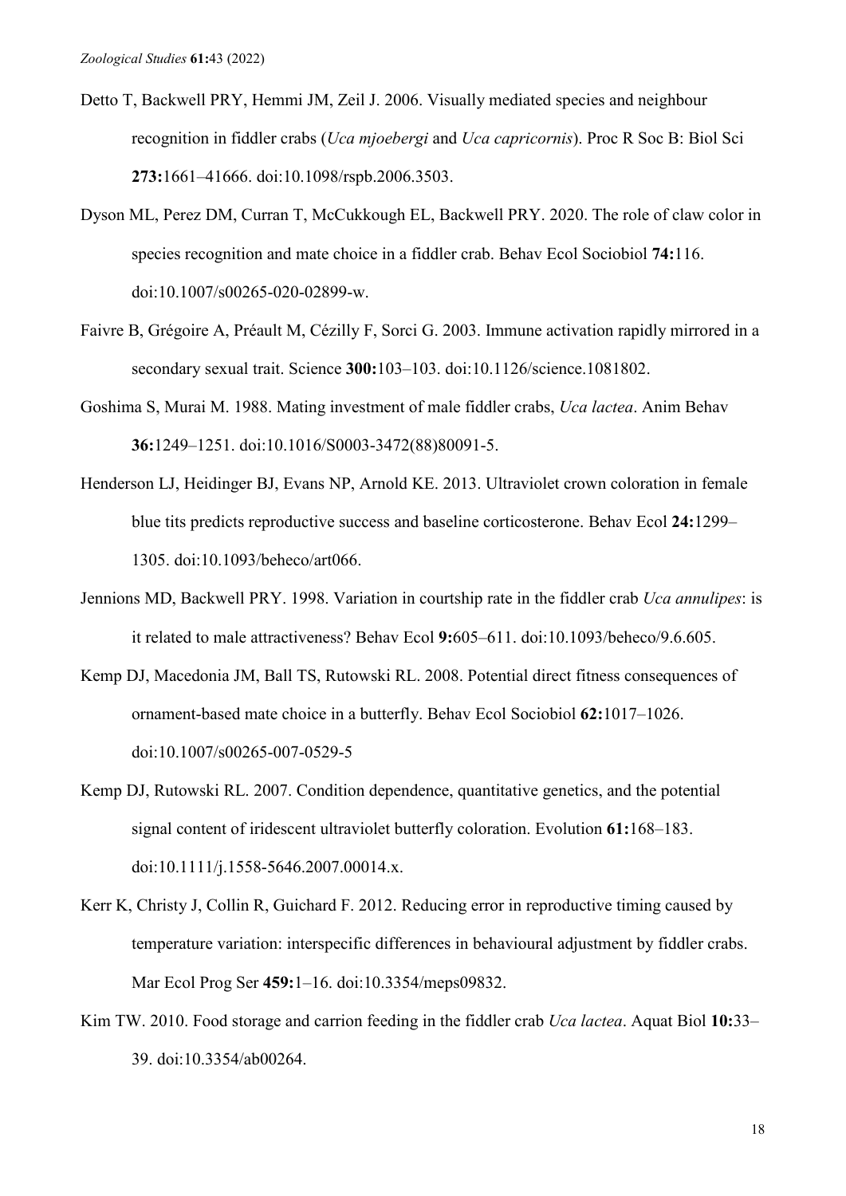Detto T, Backwell PRY, Hemmi JM, Zeil J. 2006. Visually mediated species and neighbour recognition in fiddler crabs (*Uca mjoebergi* and *Uca capricornis*). Proc R Soc B: Biol Sci **273:**1661–41666. doi:10.1098/rspb.2006.3503.

Dyson ML, Perez DM, Curran T, McCukkough EL, Backwell PRY. 2020. The role of claw color in species recognition and mate choice in a fiddler crab. Behav Ecol Sociobiol **74:**116. doi:10.1007/s00265-020-02899-w.

Faivre B, Grégoire A, Préault M, Cézilly F, Sorci G. 2003. Immune activation rapidly mirrored in a secondary sexual trait. Science **300:**103–103. doi:10.1126/science.1081802.

Goshima S, Murai M. 1988. Mating investment of male fiddler crabs, *Uca lactea*. Anim Behav **36:**1249–1251. doi:10.1016/S0003-3472(88)80091-5.

Henderson LJ, Heidinger BJ, Evans NP, Arnold KE. 2013. Ultraviolet crown coloration in female blue tits predicts reproductive success and baseline corticosterone. Behav Ecol **24:**1299–1305. doi:10.1093/beheco/art066.

Jennions MD, Backwell PRY. 1998. Variation in courtship rate in the fiddler crab *Uca annulipes*: is it related to male attractiveness? Behav Ecol **9:**605–611. doi:10.1093/beheco/9.6.605.

Kemp DJ, Macedonia JM, Ball TS, Rutowski RL. 2008. Potential direct fitness consequences of ornament-based mate choice in a butterfly. Behav Ecol Sociobiol **62:**1017–1026. doi:10.1007/s00265-007-0529-5

Kemp DJ, Rutowski RL. 2007. Condition dependence, quantitative genetics, and the potential signal content of iridescent ultraviolet butterfly coloration. Evolution **61:**168–183. doi:10.1111/j.1558-5646.2007.00014.x.

Kerr K, Christy J, Collin R, Guichard F. 2012. Reducing error in reproductive timing caused by temperature variation: interspecific differences in behavioural adjustment by fiddler crabs. Mar Ecol Prog Ser **459:**1–16. doi:10.3354/meps09832.

Kim TW. 2010. Food storage and carrion feeding in the fiddler crab *Uca lactea*. Aquat Biol **10:**33–39. doi:10.3354/ab00264.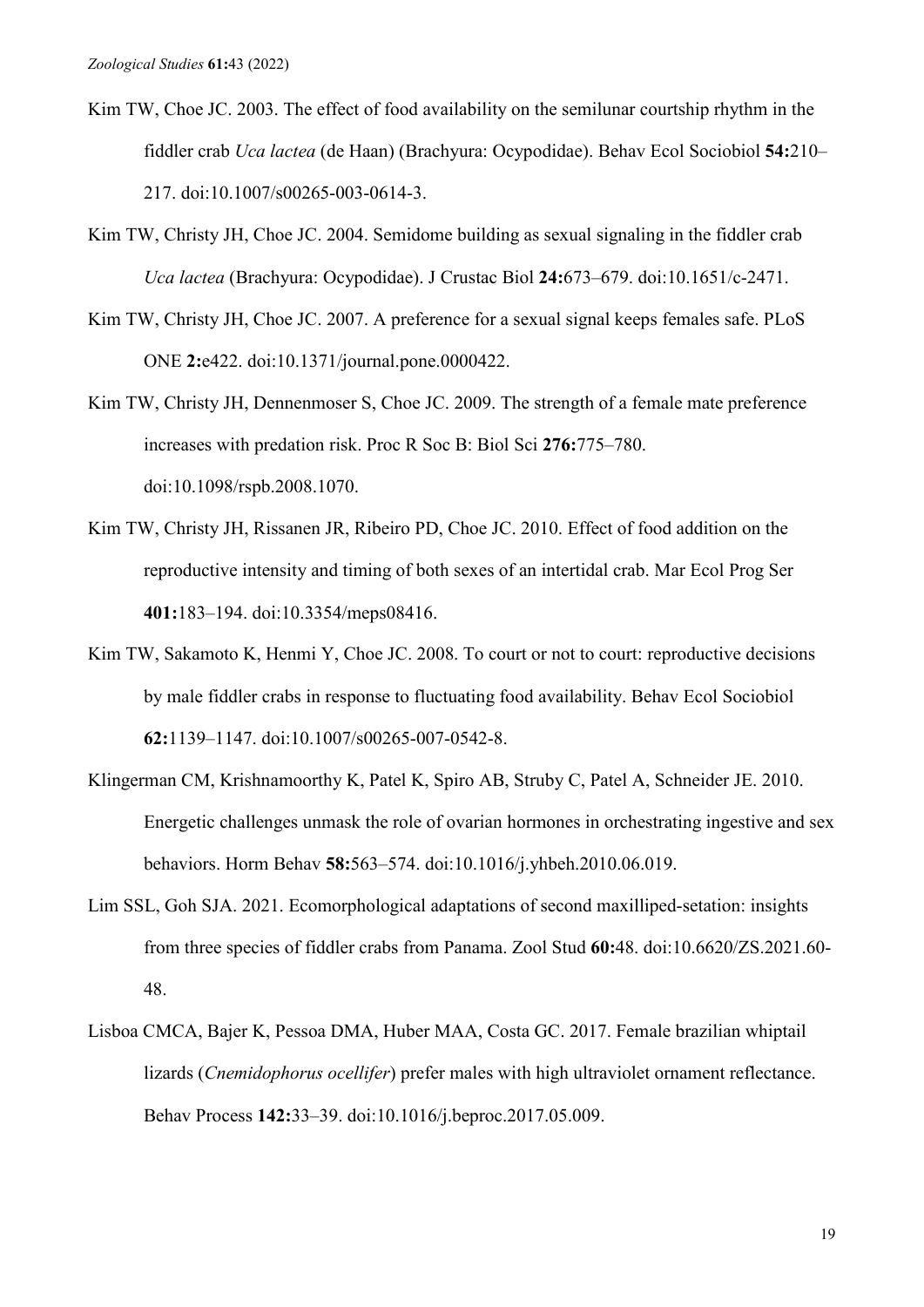Kim TW, Choe JC. 2003. The effect of food availability on the semilunar courtship rhythm in the fiddler crab *Uca lactea* (de Haan) (Brachyura: Ocypodidae). Behav Ecol Sociobiol **54:**210–217. doi:10.1007/s00265-003-0614-3.

Kim TW, Christy JH, Choe JC. 2004. Semidome building as sexual signaling in the fiddler crab *Uca lactea* (Brachyura: Ocypodidae). J Crustac Biol **24:**673–679. doi:10.1651/c-2471.

Kim TW, Christy JH, Choe JC. 2007. A preference for a sexual signal keeps females safe. PLoS ONE **2:**e422. doi:10.1371/journal.pone.0000422.

Kim TW, Christy JH, Dennenmoser S, Choe JC. 2009. The strength of a female mate preference increases with predation risk. Proc R Soc B: Biol Sci **276:**775–780. doi:10.1098/rspb.2008.1070.

Kim TW, Christy JH, Rissanen JR, Ribeiro PD, Choe JC. 2010. Effect of food addition on the reproductive intensity and timing of both sexes of an intertidal crab. Mar Ecol Prog Ser **401:**183–194. doi:10.3354/meps08416.

Kim TW, Sakamoto K, Henmi Y, Choe JC. 2008. To court or not to court: reproductive decisions by male fiddler crabs in response to fluctuating food availability. Behav Ecol Sociobiol **62:**1139–1147. doi:10.1007/s00265-007-0542-8.

Klingerman CM, Krishnamoorthy K, Patel K, Spiro AB, Struby C, Patel A, Schneider JE. 2010. Energetic challenges unmask the role of ovarian hormones in orchestrating ingestive and sex behaviors. Horm Behav **58:**563–574. doi:10.1016/j.yhbeh.2010.06.019.

Lim SSL, Goh SJA. 2021. Ecomorphological adaptations of second maxilliped-setation: insights from three species of fiddler crabs from Panama. Zool Stud **60:**48. doi:10.6620/ZS.2021.60-48.

Lisboa CMCA, Bajer K, Pessoa DMA, Huber MAA, Costa GC. 2017. Female brazilian whiptail lizards (*Cnemidophorus ocellifer*) prefer males with high ultraviolet ornament reflectance. Behav Process **142:**33–39. doi:10.1016/j.beproc.2017.05.009.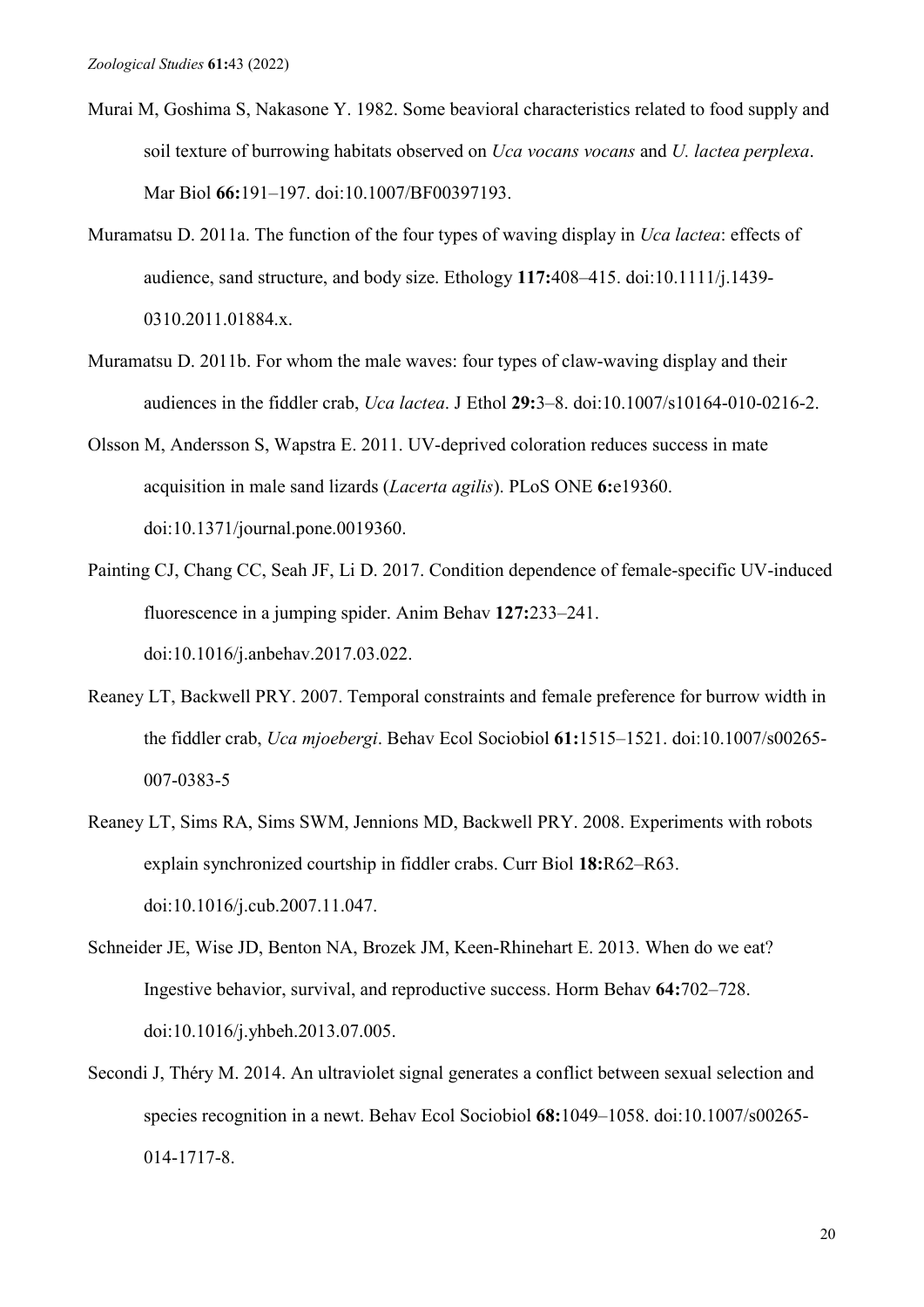Murai M, Goshima S, Nakasone Y. 1982. Some beavioral characteristics related to food supply and soil texture of burrowing habitats observed on *Uca vocans vocans* and *U. lactea perplexa*. Mar Biol **66:**191–197. doi:10.1007/BF00397193.

Muramatsu D. 2011a. The function of the four types of waving display in *Uca lactea*: effects of audience, sand structure, and body size. Ethology **117:**408–415. doi:10.1111/j.1439-0310.2011.01884.x.

Muramatsu D. 2011b. For whom the male waves: four types of claw-waving display and their audiences in the fiddler crab, *Uca lactea*. J Ethol **29:**3–8. doi:10.1007/s10164-010-0216-2.

Olsson M, Andersson S, Wapstra E. 2011. UV-deprived coloration reduces success in mate acquisition in male sand lizards (*Lacerta agilis*). PLoS ONE **6:**e19360. doi:10.1371/journal.pone.0019360.

Painting CJ, Chang CC, Seah JF, Li D. 2017. Condition dependence of female-specific UV-induced fluorescence in a jumping spider. Anim Behav **127:**233–241. doi:10.1016/j.anbehav.2017.03.022.

Reaney LT, Backwell PRY. 2007. Temporal constraints and female preference for burrow width in the fiddler crab, *Uca mjoebergi*. Behav Ecol Sociobiol **61:**1515–1521. doi:10.1007/s00265-007-0383-5

Reaney LT, Sims RA, Sims SWM, Jennions MD, Backwell PRY. 2008. Experiments with robots explain synchronized courtship in fiddler crabs. Curr Biol **18:**R62–R63. doi:10.1016/j.cub.2007.11.047.

Schneider JE, Wise JD, Benton NA, Brozek JM, Keen-Rhinehart E. 2013. When do we eat? Ingestive behavior, survival, and reproductive success. Horm Behav **64:**702–728. doi:10.1016/j.yhbeh.2013.07.005.

Secondi J, Théry M. 2014. An ultraviolet signal generates a conflict between sexual selection and species recognition in a newt. Behav Ecol Sociobiol **68:**1049–1058. doi:10.1007/s00265-014-1717-8.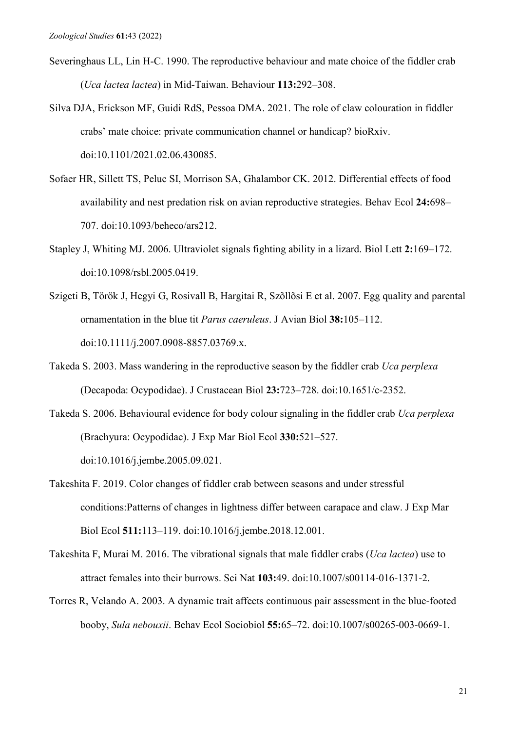Severinghaus LL, Lin H-C. 1990. The reproductive behaviour and mate choice of the fiddler crab (*Uca lactea lactea*) in Mid-Taiwan. Behaviour **113:**292–308.

Silva DJA, Erickson MF, Guidi RdS, Pessoa DMA. 2021. The role of claw colouration in fiddler crabs' mate choice: private communication channel or handicap? bioRxiv. doi:10.1101/2021.02.06.430085.

Sofaer HR, Sillett TS, Peluc SI, Morrison SA, Ghalambor CK. 2012. Differential effects of food availability and nest predation risk on avian reproductive strategies. Behav Ecol **24:**698–707. doi:10.1093/beheco/ars212.

Stapley J, Whiting MJ. 2006. Ultraviolet signals fighting ability in a lizard. Biol Lett **2:**169–172. doi:10.1098/rsbl.2005.0419.

Szigeti B, Török J, Hegyi G, Rosivall B, Hargitai R, Szõllõsi E et al. 2007. Egg quality and parental ornamentation in the blue tit *Parus caeruleus*. J Avian Biol **38:**105–112. doi:10.1111/j.2007.0908-8857.03769.x.

Takeda S. 2003. Mass wandering in the reproductive season by the fiddler crab *Uca perplexa* (Decapoda: Ocypodidae). J Crustacean Biol **23:**723–728. doi:10.1651/c-2352.

Takeda S. 2006. Behavioural evidence for body colour signaling in the fiddler crab *Uca perplexa* (Brachyura: Ocypodidae). J Exp Mar Biol Ecol **330:**521–527. doi:10.1016/j.jembe.2005.09.021.

Takeshita F. 2019. Color changes of fiddler crab between seasons and under stressful conditions:Patterns of changes in lightness differ between carapace and claw. J Exp Mar Biol Ecol **511:**113–119. doi:10.1016/j.jembe.2018.12.001.

Takeshita F, Murai M. 2016. The vibrational signals that male fiddler crabs (*Uca lactea*) use to attract females into their burrows. Sci Nat **103:**49. doi:10.1007/s00114-016-1371-2.

Torres R, Velando A. 2003. A dynamic trait affects continuous pair assessment in the blue-footed booby, *Sula nebouxii*. Behav Ecol Sociobiol **55:**65–72. doi:10.1007/s00265-003-0669-1.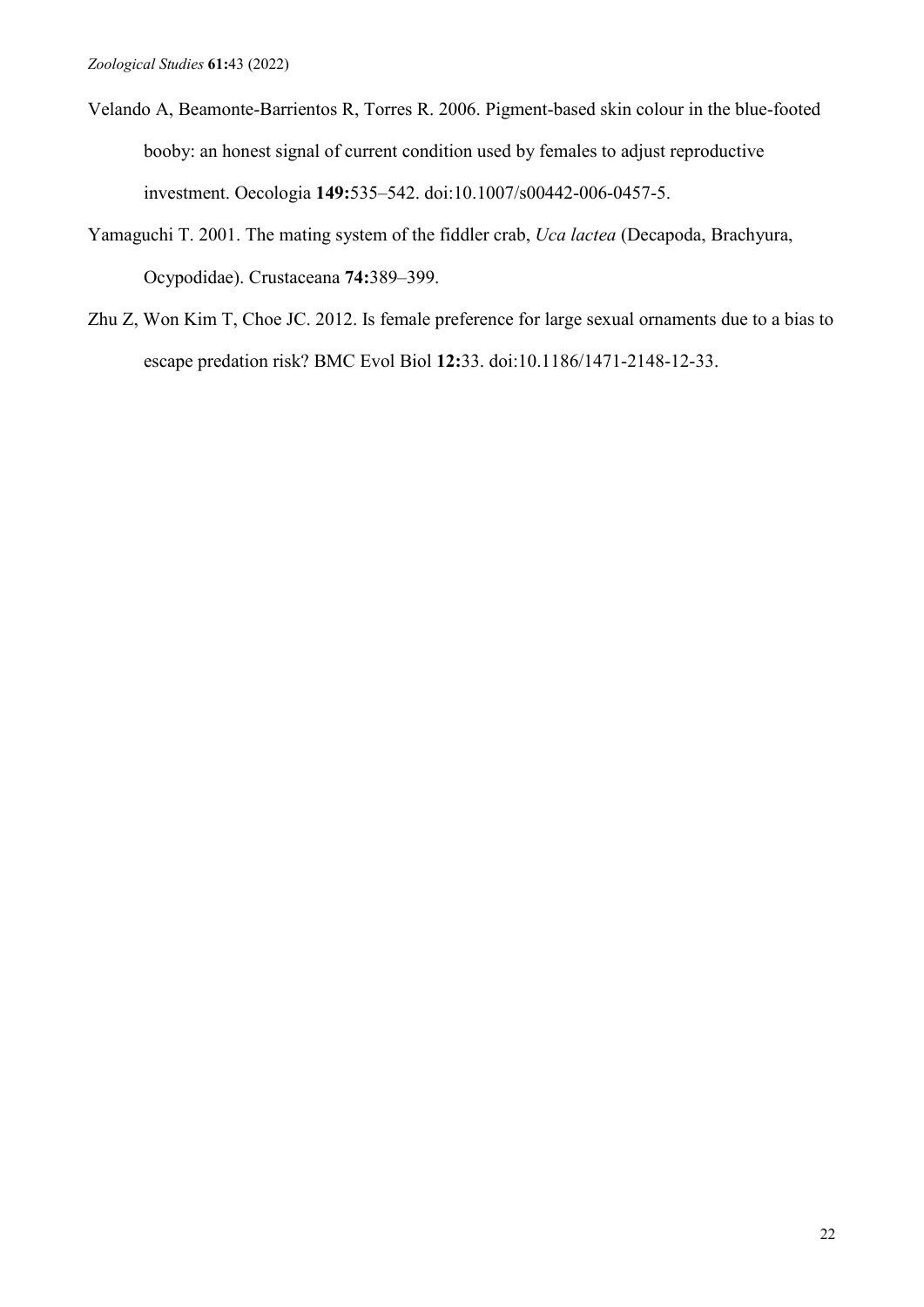Velando A, Beamonte-Barrientos R, Torres R. 2006. Pigment-based skin colour in the blue-footed booby: an honest signal of current condition used by females to adjust reproductive investment. Oecologia **149:**535–542. doi:10.1007/s00442-006-0457-5.

Yamaguchi T. 2001. The mating system of the fiddler crab, *Uca lactea* (Decapoda, Brachyura, Ocypodidae). Crustaceana **74:**389–399.

Zhu Z, Won Kim T, Choe JC. 2012. Is female preference for large sexual ornaments due to a bias to escape predation risk? BMC Evol Biol **12:**33. doi:10.1186/1471-2148-12-33.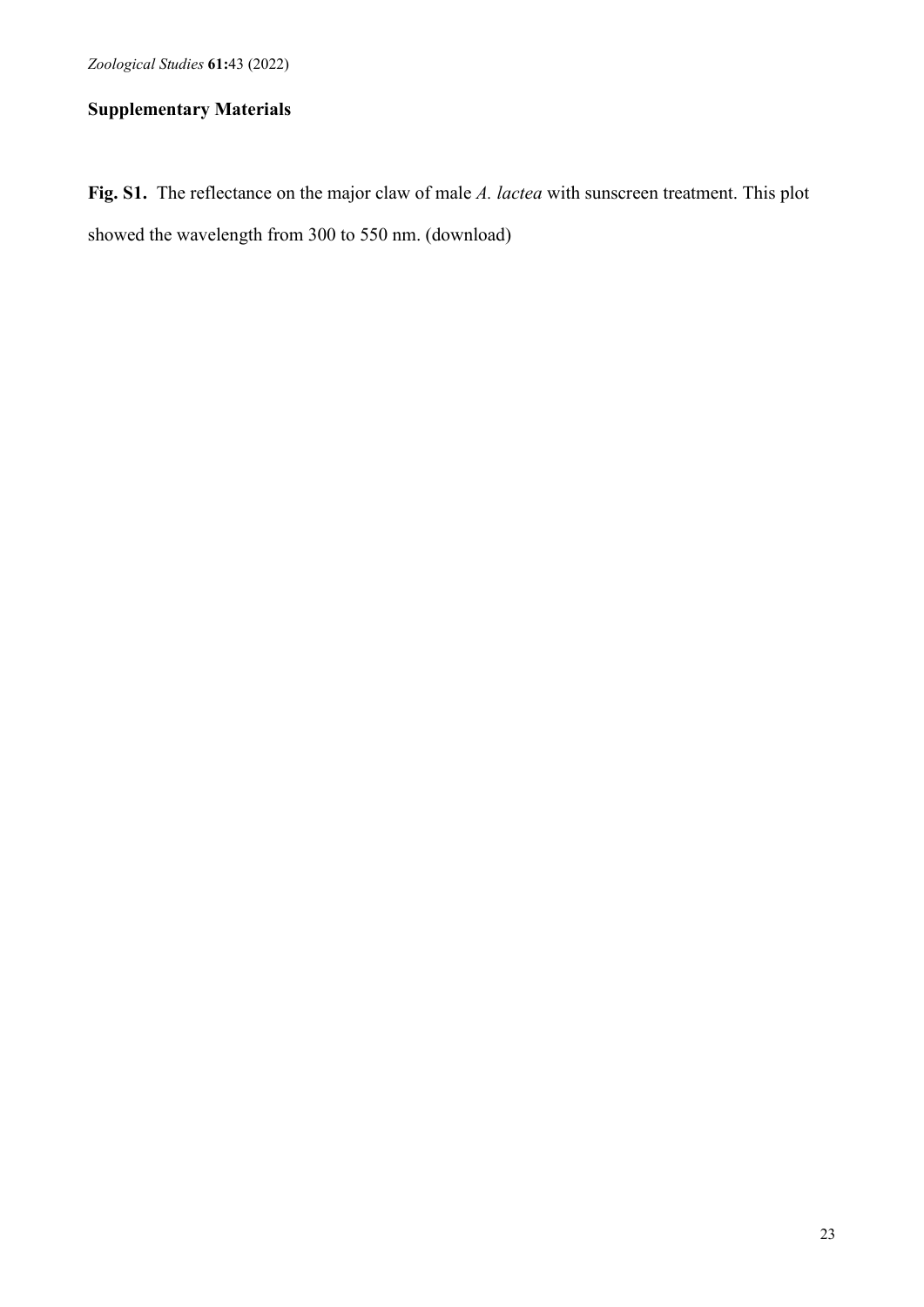## Supplementary Materials

**Fig. S1.** The reflectance on the major claw of male *A. lactea* with sunscreen treatment. This plot showed the wavelength from 300 to 550 nm. (download)